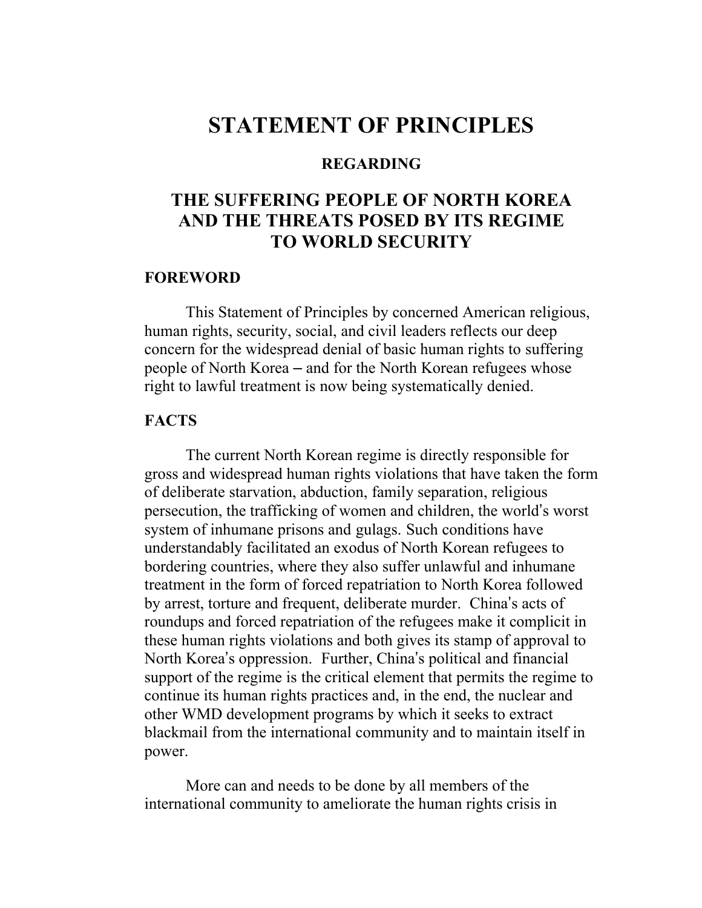# STATEMENT OF PRINCIPLES

### REGARDING

## THE SUFFERING PEOPLE OF NORTH KOREA AND THE THREATS POSED BY ITS REGIME TO WORLD SECURITY

### FOREWORD

This Statement of Principles by concerned American religious, human rights, security, social, and civil leaders reflects our deep concern for the widespread denial of basic human rights to suffering people of North Korea – and for the North Korean refugees whose right to lawful treatment is now being systematically denied.

### FACTS

The current North Korean regime is directly responsible for gross and widespread human rights violations that have taken the form of deliberate starvation, abduction, family separation, religious persecution, the trafficking of women and children, the world's worst system of inhumane prisons and gulags. Such conditions have understandably facilitated an exodus of North Korean refugees to bordering countries, where they also suffer unlawful and inhumane treatment in the form of forced repatriation to North Korea followed by arrest, torture and frequent, deliberate murder. China's acts of roundups and forced repatriation of the refugees make it complicit in these human rights violations and both gives its stamp of approval to North Korea's oppression. Further, China's political and financial support of the regime is the critical element that permits the regime to continue its human rights practices and, in the end, the nuclear and other WMD development programs by which it seeks to extract blackmail from the international community and to maintain itself in power.

More can and needs to be done by all members of the international community to ameliorate the human rights crisis in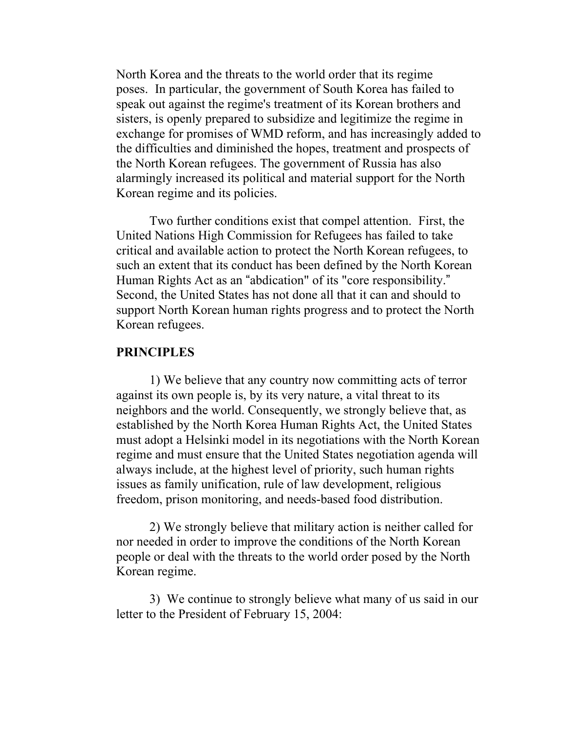North Korea and the threats to the world order that its regime poses. In particular, the government of South Korea has failed to speak out against the regime's treatment of its Korean brothers and sisters, is openly prepared to subsidize and legitimize the regime in exchange for promises of WMD reform, and has increasingly added to the difficulties and diminished the hopes, treatment and prospects of the North Korean refugees. The government of Russia has also alarmingly increased its political and material support for the North Korean regime and its policies.

Two further conditions exist that compel attention. First, the United Nations High Commission for Refugees has failed to take critical and available action to protect the North Korean refugees, to such an extent that its conduct has been defined by the North Korean Human Rights Act as an "abdication" of its "core responsibility." Second, the United States has not done all that it can and should to support North Korean human rights progress and to protect the North Korean refugees.

**PRINCIPLES**

1) We believe that any country now committing acts of terror against its own people is, by its very nature, a vital threat to its neighbors and the world. Consequently, we strongly believe that, as established by the North Korea Human Rights Act, the United States must adopt a Helsinki model in its negotiations with the North Korean regime and must ensure that the United States negotiation agenda will always include, at the highest level of priority, such human rights issues as family unification, rule of law development, religious freedom, prison monitoring, and needs-based food distribution.

2) We strongly believe that military action is neither called for nor needed in order to improve the conditions of the North Korean people or deal with the threats to the world order posed by the North Korean regime.

3) We continue to strongly believe what many of us said in our letter to the President of February 15, 2004: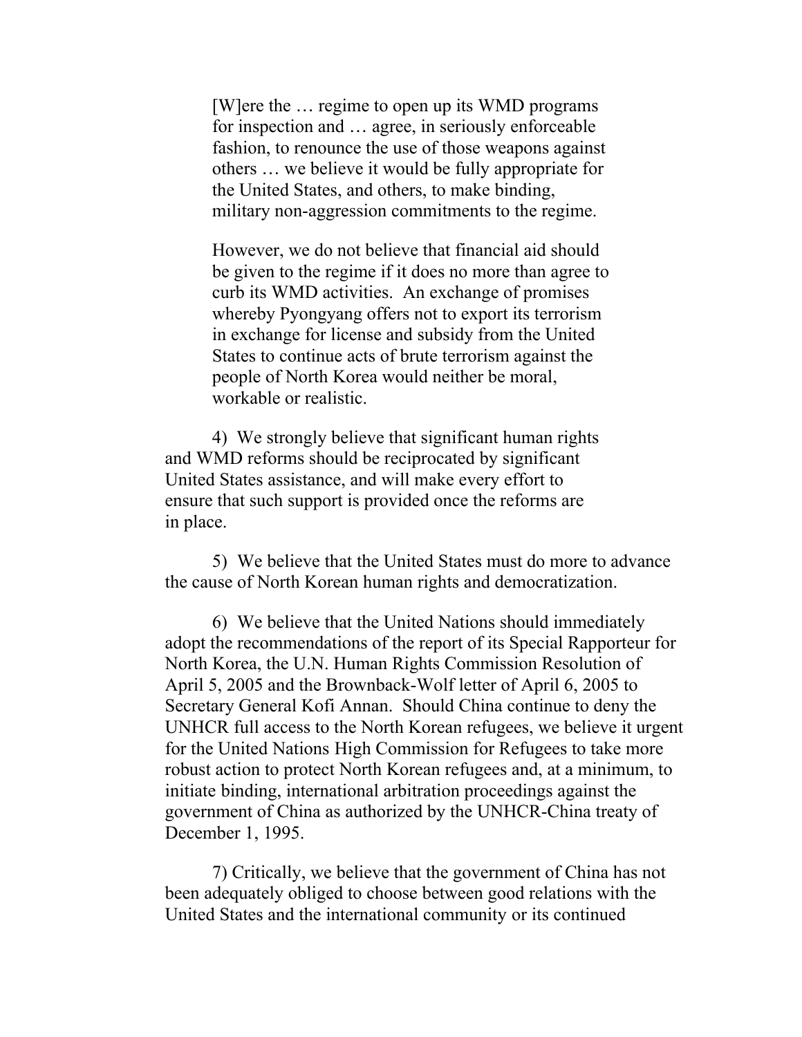> [W]ere the … regime to open up its WMD programs for inspection and … agree, in seriously enforceable fashion, to renounce the use of those weapons against others … we believe it would be fully appropriate for the United States, and others, to make binding, military non-aggression commitments to the regime.
>
> However, we do not believe that financial aid should be given to the regime if it does no more than agree to curb its WMD activities. An exchange of promises whereby Pyongyang offers not to export its terrorism in exchange for license and subsidy from the United States to continue acts of brute terrorism against the people of North Korea would neither be moral, workable or realistic.

4) We strongly believe that significant human rights and WMD reforms should be reciprocated by significant United States assistance, and will make every effort to ensure that such support is provided once the reforms are in place.

5) We believe that the United States must do more to advance the cause of North Korean human rights and democratization.

6) We believe that the United Nations should immediately adopt the recommendations of the report of its Special Rapporteur for North Korea, the U.N. Human Rights Commission Resolution of April 5, 2005 and the Brownback-Wolf letter of April 6, 2005 to Secretary General Kofi Annan. Should China continue to deny the UNHCR full access to the North Korean refugees, we believe it urgent for the United Nations High Commission for Refugees to take more robust action to protect North Korean refugees and, at a minimum, to initiate binding, international arbitration proceedings against the government of China as authorized by the UNHCR-China treaty of December 1, 1995.

7) Critically, we believe that the government of China has not been adequately obliged to choose between good relations with the United States and the international community or its continued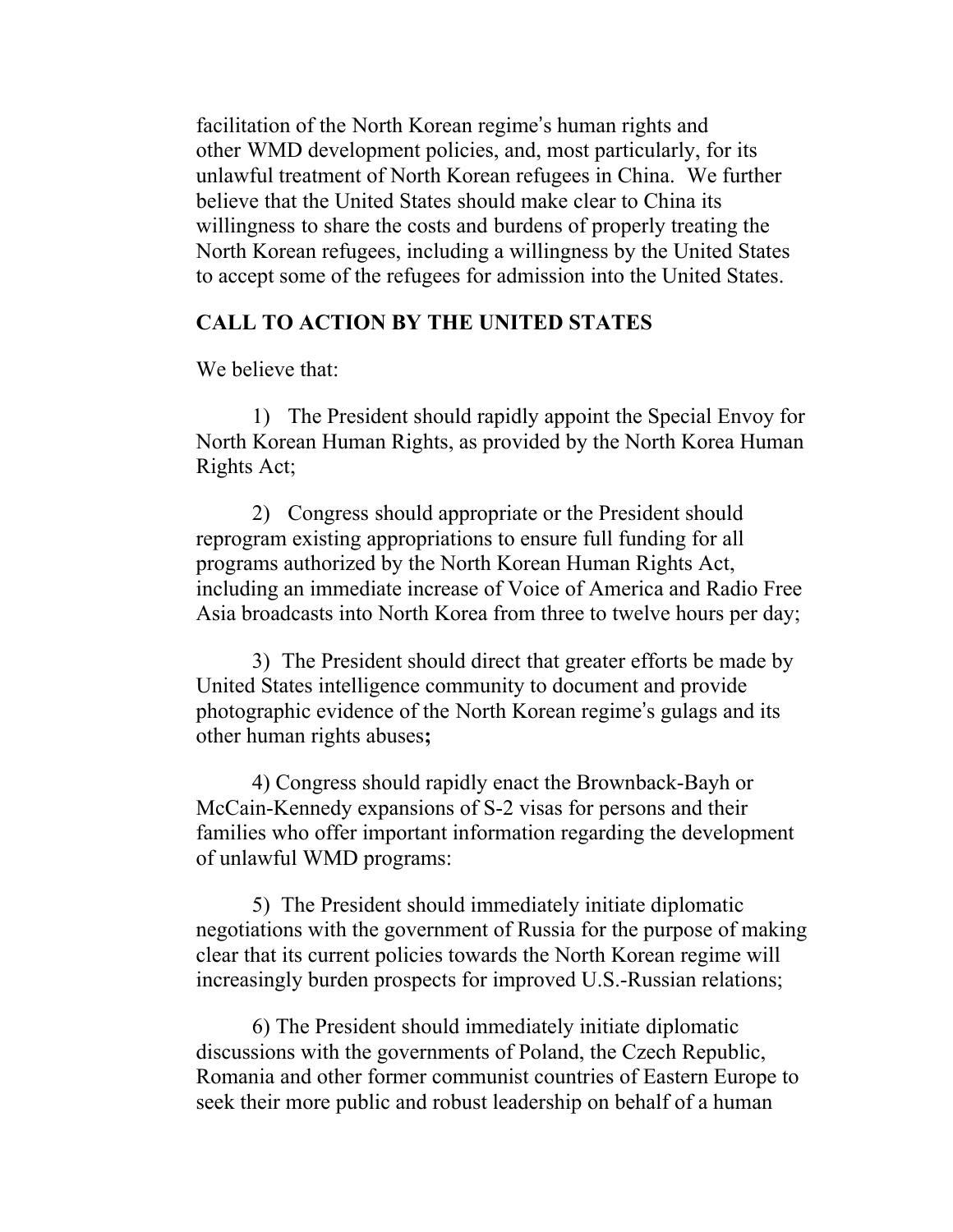facilitation of the North Korean regime's human rights and other WMD development policies, and, most particularly, for its unlawful treatment of North Korean refugees in China. We further believe that the United States should make clear to China its willingness to share the costs and burdens of properly treating the North Korean refugees, including a willingness by the United States to accept some of the refugees for admission into the United States.

**CALL TO ACTION BY THE UNITED STATES**

We believe that:

1) The President should rapidly appoint the Special Envoy for North Korean Human Rights, as provided by the North Korea Human Rights Act;

2) Congress should appropriate or the President should reprogram existing appropriations to ensure full funding for all programs authorized by the North Korean Human Rights Act, including an immediate increase of Voice of America and Radio Free Asia broadcasts into North Korea from three to twelve hours per day;

3) The President should direct that greater efforts be made by United States intelligence community to document and provide photographic evidence of the North Korean regime's gulags and its other human rights abuses**;**

4) Congress should rapidly enact the Brownback-Bayh or McCain-Kennedy expansions of S-2 visas for persons and their families who offer important information regarding the development of unlawful WMD programs:

5) The President should immediately initiate diplomatic negotiations with the government of Russia for the purpose of making clear that its current policies towards the North Korean regime will increasingly burden prospects for improved U.S.-Russian relations;

6) The President should immediately initiate diplomatic discussions with the governments of Poland, the Czech Republic, Romania and other former communist countries of Eastern Europe to seek their more public and robust leadership on behalf of a human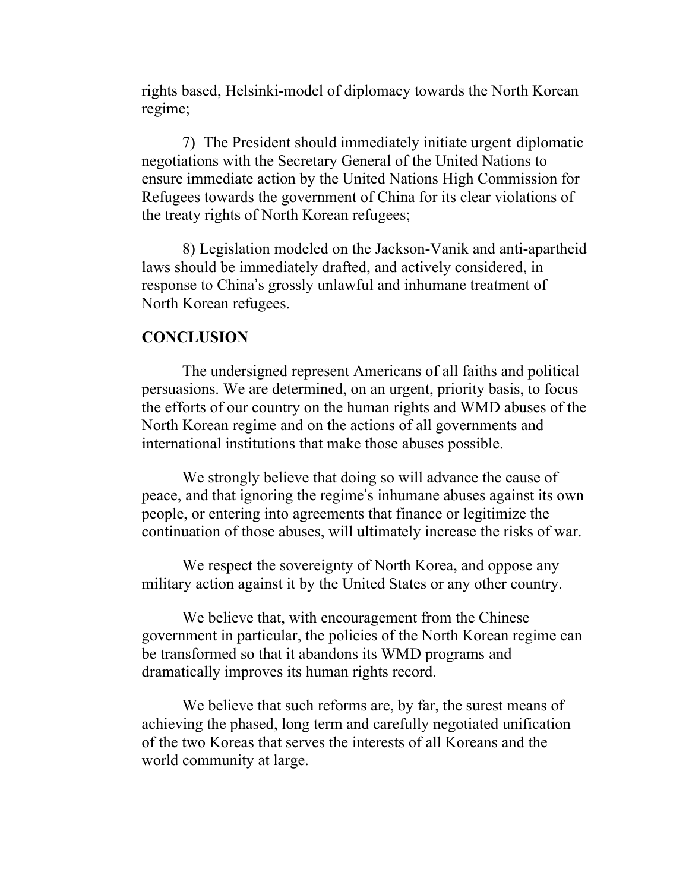rights based, Helsinki-model of diplomacy towards the North Korean regime;

7) The President should immediately initiate urgent diplomatic negotiations with the Secretary General of the United Nations to ensure immediate action by the United Nations High Commission for Refugees towards the government of China for its clear violations of the treaty rights of North Korean refugees;

8) Legislation modeled on the Jackson-Vanik and anti-apartheid laws should be immediately drafted, and actively considered, in response to China's grossly unlawful and inhumane treatment of North Korean refugees.

**CONCLUSION**

The undersigned represent Americans of all faiths and political persuasions. We are determined, on an urgent, priority basis, to focus the efforts of our country on the human rights and WMD abuses of the North Korean regime and on the actions of all governments and international institutions that make those abuses possible.

We strongly believe that doing so will advance the cause of peace, and that ignoring the regime's inhumane abuses against its own people, or entering into agreements that finance or legitimize the continuation of those abuses, will ultimately increase the risks of war.

We respect the sovereignty of North Korea, and oppose any military action against it by the United States or any other country.

We believe that, with encouragement from the Chinese government in particular, the policies of the North Korean regime can be transformed so that it abandons its WMD programs and dramatically improves its human rights record.

We believe that such reforms are, by far, the surest means of achieving the phased, long term and carefully negotiated unification of the two Koreas that serves the interests of all Koreans and the world community at large.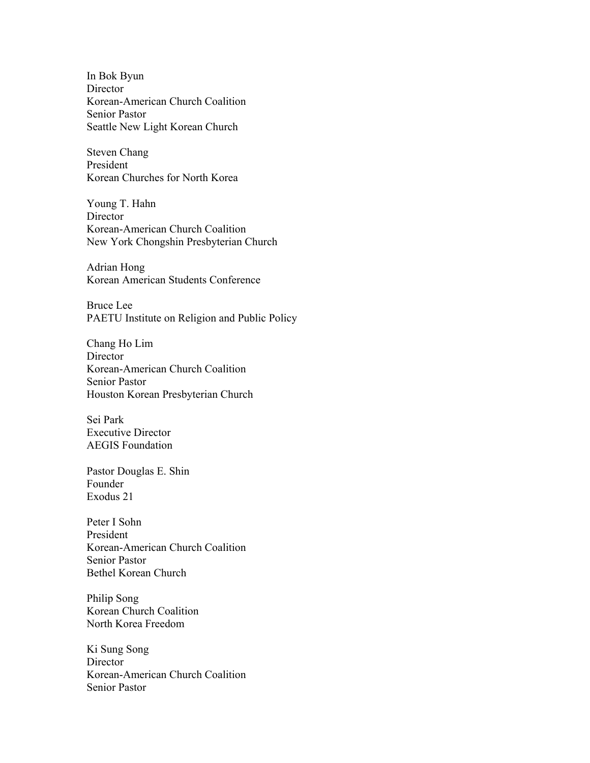In Bok Byun
Director
Korean-American Church Coalition
Senior Pastor
Seattle New Light Korean Church

Steven Chang
President
Korean Churches for North Korea

Young T. Hahn
Director
Korean-American Church Coalition
New York Chongshin Presbyterian Church

Adrian Hong
Korean American Students Conference

Bruce Lee
PAETU Institute on Religion and Public Policy

Chang Ho Lim
Director
Korean-American Church Coalition
Senior Pastor
Houston Korean Presbyterian Church

Sei Park
Executive Director
AEGIS Foundation

Pastor Douglas E. Shin
Founder
Exodus 21

Peter I Sohn
President
Korean-American Church Coalition
Senior Pastor
Bethel Korean Church

Philip Song
Korean Church Coalition
North Korea Freedom

Ki Sung Song
Director
Korean-American Church Coalition
Senior Pastor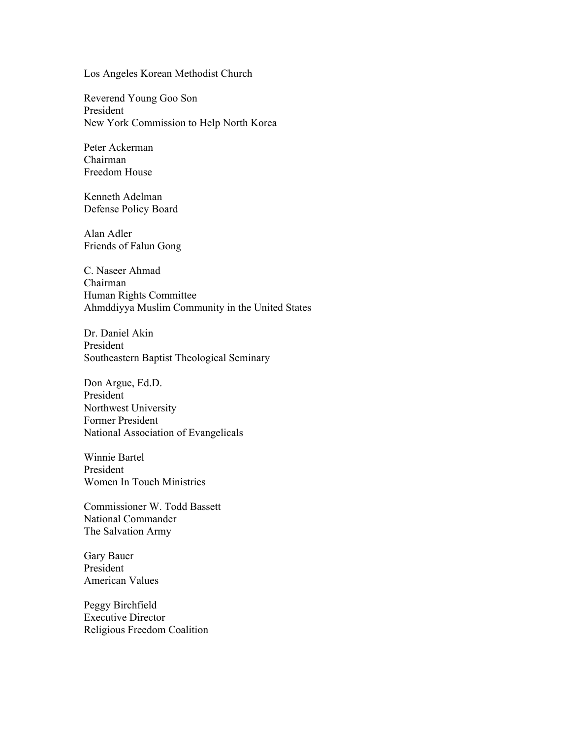Los Angeles Korean Methodist Church

Reverend Young Goo Son
President
New York Commission to Help North Korea

Peter Ackerman
Chairman
Freedom House

Kenneth Adelman
Defense Policy Board

Alan Adler
Friends of Falun Gong

C. Naseer Ahmad
Chairman
Human Rights Committee
Ahmddiyya Muslim Community in the United States

Dr. Daniel Akin
President
Southeastern Baptist Theological Seminary

Don Argue, Ed.D.
President
Northwest University
Former President
National Association of Evangelicals

Winnie Bartel
President
Women In Touch Ministries

Commissioner W. Todd Bassett
National Commander
The Salvation Army

Gary Bauer
President
American Values

Peggy Birchfield
Executive Director
Religious Freedom Coalition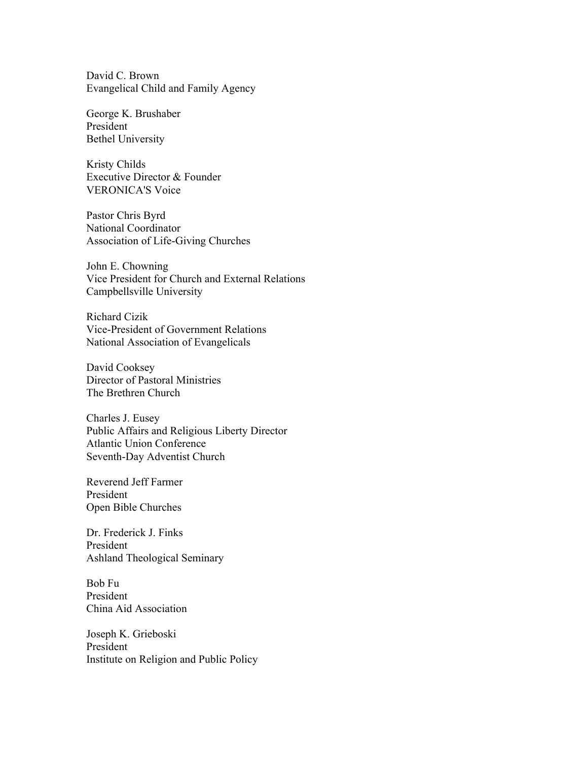David C. Brown
Evangelical Child and Family Agency

George K. Brushaber
President
Bethel University

Kristy Childs
Executive Director & Founder
VERONICA'S Voice

Pastor Chris Byrd
National Coordinator
Association of Life-Giving Churches

John E. Chowning
Vice President for Church and External Relations
Campbellsville University

Richard Cizik
Vice-President of Government Relations
National Association of Evangelicals

David Cooksey
Director of Pastoral Ministries
The Brethren Church

Charles J. Eusey
Public Affairs and Religious Liberty Director
Atlantic Union Conference
Seventh-Day Adventist Church

Reverend Jeff Farmer
President
Open Bible Churches

Dr. Frederick J. Finks
President
Ashland Theological Seminary

Bob Fu
President
China Aid Association

Joseph K. Grieboski
President
Institute on Religion and Public Policy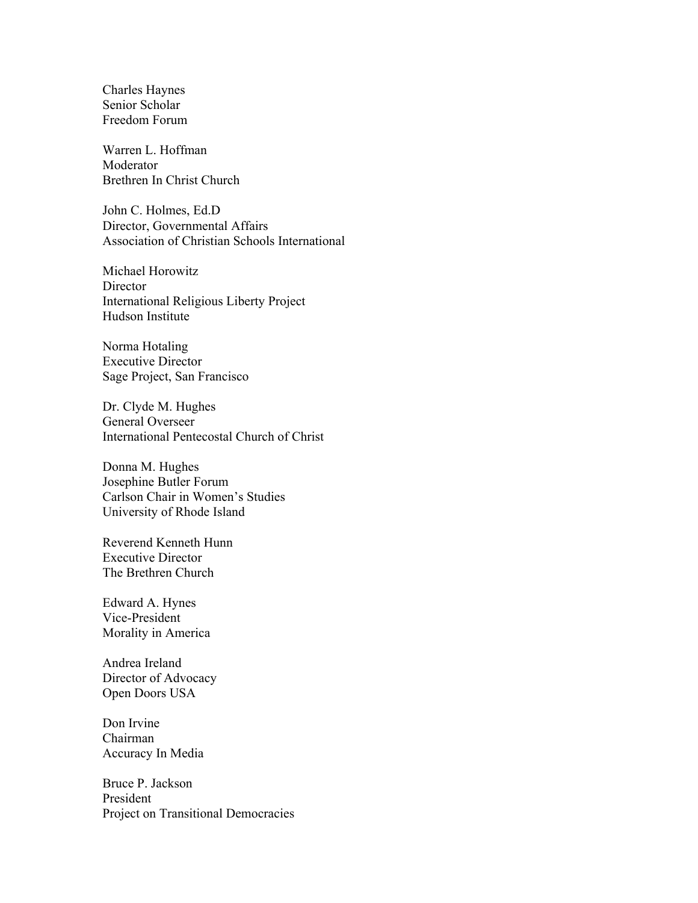Charles Haynes
Senior Scholar
Freedom Forum

Warren L. Hoffman
Moderator
Brethren In Christ Church

John C. Holmes, Ed.D
Director, Governmental Affairs
Association of Christian Schools International

Michael Horowitz
Director
International Religious Liberty Project
Hudson Institute

Norma Hotaling
Executive Director
Sage Project, San Francisco

Dr. Clyde M. Hughes
General Overseer
International Pentecostal Church of Christ

Donna M. Hughes
Josephine Butler Forum
Carlson Chair in Women's Studies
University of Rhode Island

Reverend Kenneth Hunn
Executive Director
The Brethren Church

Edward A. Hynes
Vice-President
Morality in America

Andrea Ireland
Director of Advocacy
Open Doors USA

Don Irvine
Chairman
Accuracy In Media

Bruce P. Jackson
President
Project on Transitional Democracies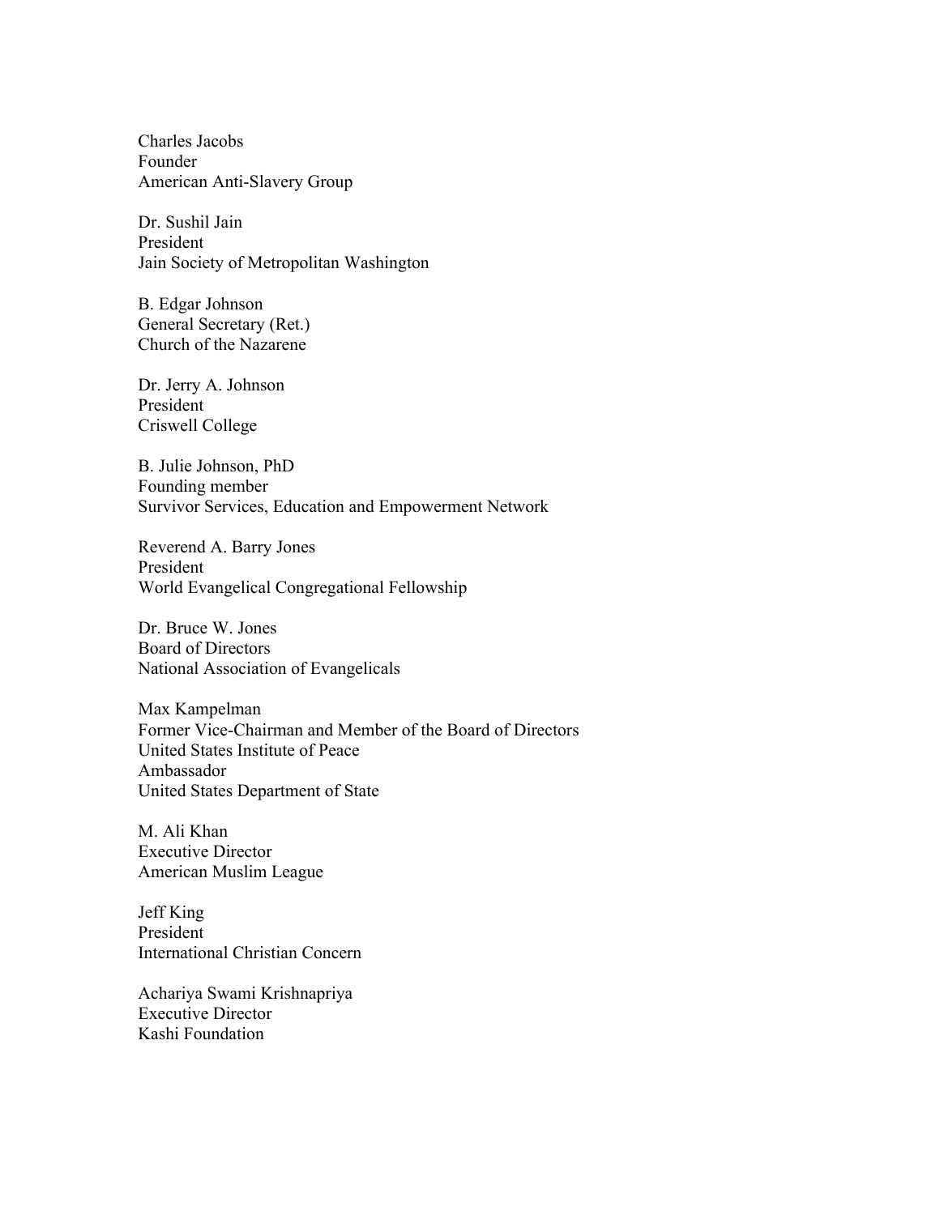Charles Jacobs
Founder
American Anti-Slavery Group

Dr. Sushil Jain
President
Jain Society of Metropolitan Washington

B. Edgar Johnson
General Secretary (Ret.)
Church of the Nazarene

Dr. Jerry A. Johnson
President
Criswell College

B. Julie Johnson, PhD
Founding member
Survivor Services, Education and Empowerment Network

Reverend A. Barry Jones
President
World Evangelical Congregational Fellowship

Dr. Bruce W. Jones
Board of Directors
National Association of Evangelicals

Max Kampelman
Former Vice-Chairman and Member of the Board of Directors
United States Institute of Peace
Ambassador
United States Department of State

M. Ali Khan
Executive Director
American Muslim League

Jeff King
President
International Christian Concern

Achariya Swami Krishnapriya
Executive Director
Kashi Foundation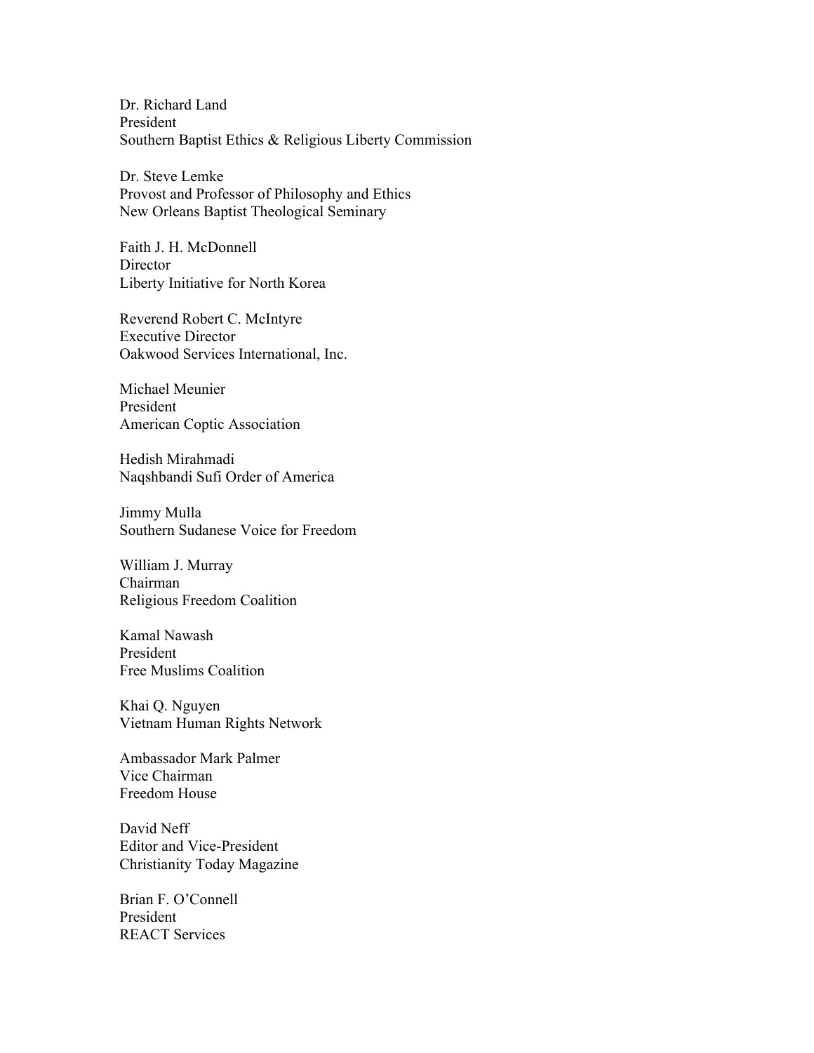Dr. Richard Land
President
Southern Baptist Ethics & Religious Liberty Commission

Dr. Steve Lemke
Provost and Professor of Philosophy and Ethics
New Orleans Baptist Theological Seminary

Faith J. H. McDonnell
Director
Liberty Initiative for North Korea

Reverend Robert C. McIntyre
Executive Director
Oakwood Services International, Inc.

Michael Meunier
President
American Coptic Association

Hedish Mirahmadi
Naqshbandi Sufi Order of America

Jimmy Mulla
Southern Sudanese Voice for Freedom

William J. Murray
Chairman
Religious Freedom Coalition

Kamal Nawash
President
Free Muslims Coalition

Khai Q. Nguyen
Vietnam Human Rights Network

Ambassador Mark Palmer
Vice Chairman
Freedom House

David Neff
Editor and Vice-President
Christianity Today Magazine

Brian F. O'Connell
President
REACT Services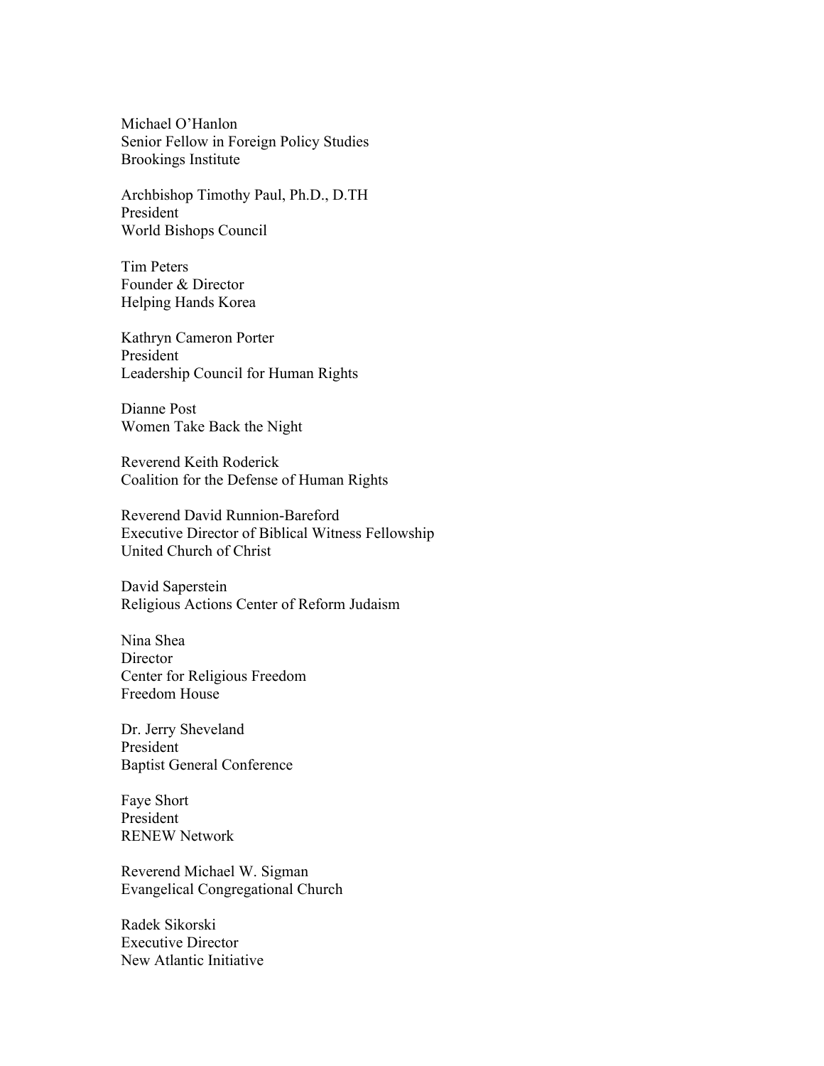Michael O'Hanlon
Senior Fellow in Foreign Policy Studies
Brookings Institute

Archbishop Timothy Paul, Ph.D., D.TH
President
World Bishops Council

Tim Peters
Founder & Director
Helping Hands Korea

Kathryn Cameron Porter
President
Leadership Council for Human Rights

Dianne Post
Women Take Back the Night

Reverend Keith Roderick
Coalition for the Defense of Human Rights

Reverend David Runnion-Bareford
Executive Director of Biblical Witness Fellowship
United Church of Christ

David Saperstein
Religious Actions Center of Reform Judaism

Nina Shea
Director
Center for Religious Freedom
Freedom House

Dr. Jerry Sheveland
President
Baptist General Conference

Faye Short
President
RENEW Network

Reverend Michael W. Sigman
Evangelical Congregational Church

Radek Sikorski
Executive Director
New Atlantic Initiative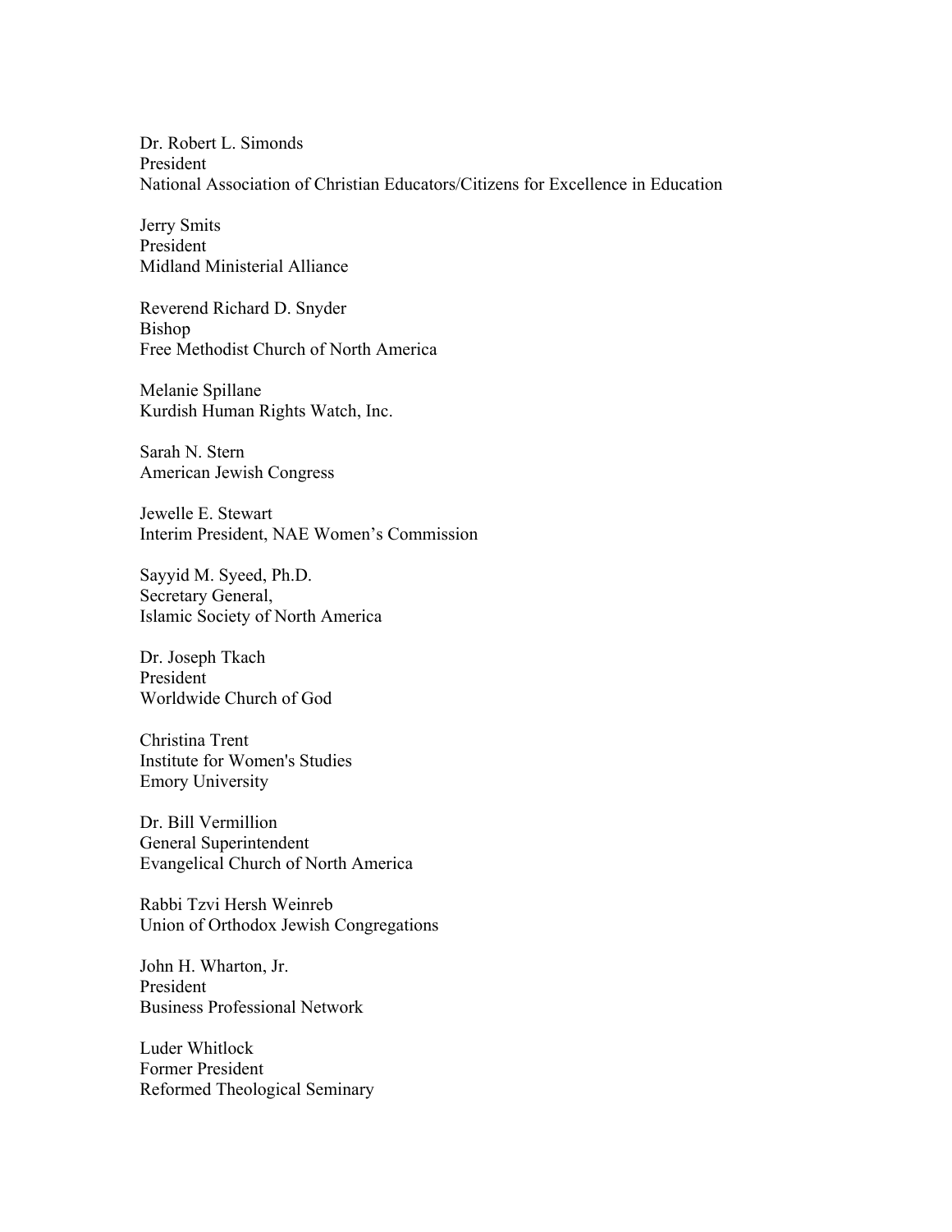Dr. Robert L. Simonds
President
National Association of Christian Educators/Citizens for Excellence in Education

Jerry Smits
President
Midland Ministerial Alliance

Reverend Richard D. Snyder
Bishop
Free Methodist Church of North America

Melanie Spillane
Kurdish Human Rights Watch, Inc.

Sarah N. Stern
American Jewish Congress

Jewelle E. Stewart
Interim President, NAE Women's Commission

Sayyid M. Syeed, Ph.D.
Secretary General,
Islamic Society of North America

Dr. Joseph Tkach
President
Worldwide Church of God

Christina Trent
Institute for Women's Studies
Emory University

Dr. Bill Vermillion
General Superintendent
Evangelical Church of North America

Rabbi Tzvi Hersh Weinreb
Union of Orthodox Jewish Congregations

John H. Wharton, Jr.
President
Business Professional Network

Luder Whitlock
Former President
Reformed Theological Seminary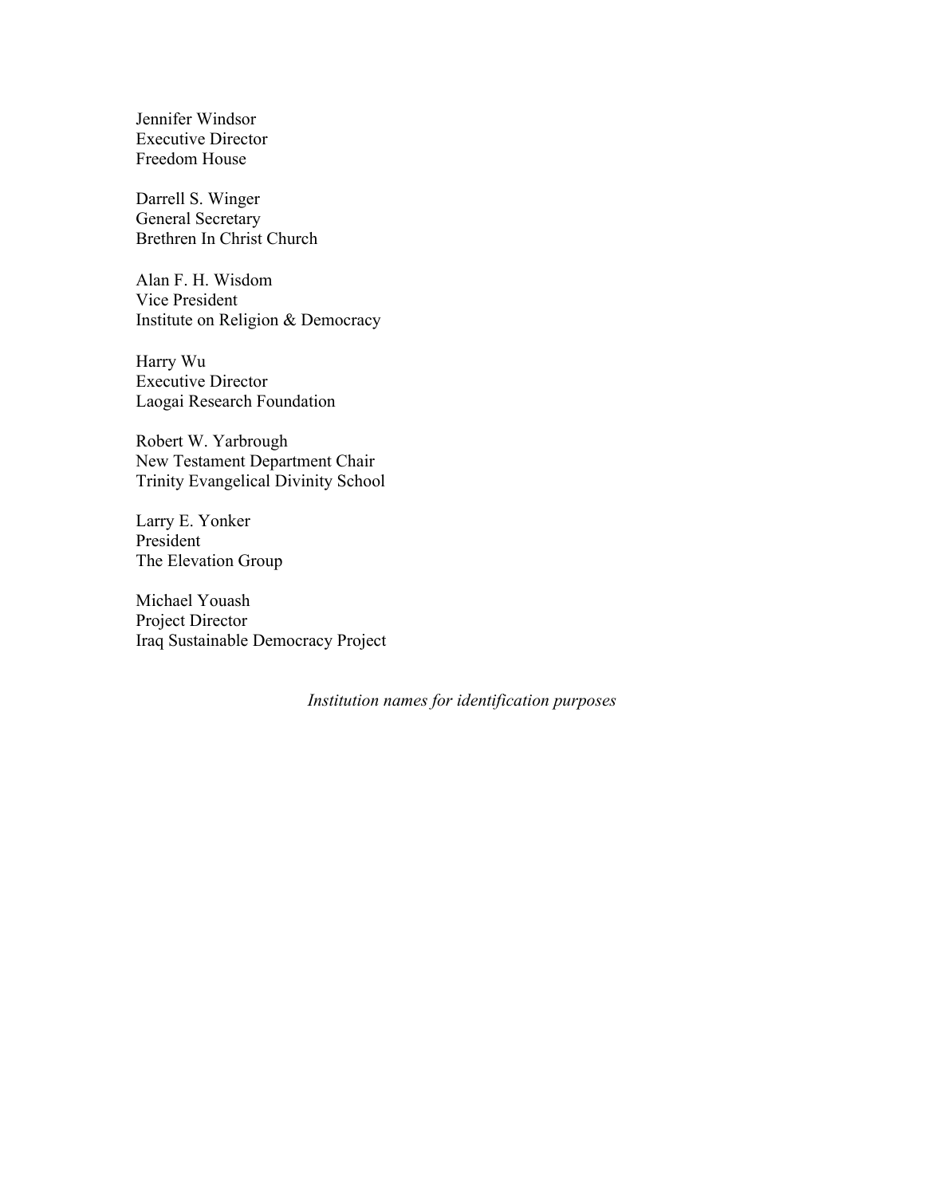Jennifer Windsor
Executive Director
Freedom House

Darrell S. Winger
General Secretary
Brethren In Christ Church

Alan F. H. Wisdom
Vice President
Institute on Religion & Democracy

Harry Wu
Executive Director
Laogai Research Foundation

Robert W. Yarbrough
New Testament Department Chair
Trinity Evangelical Divinity School

Larry E. Yonker
President
The Elevation Group

Michael Youash
Project Director
Iraq Sustainable Democracy Project

*Institution names for identification purposes*